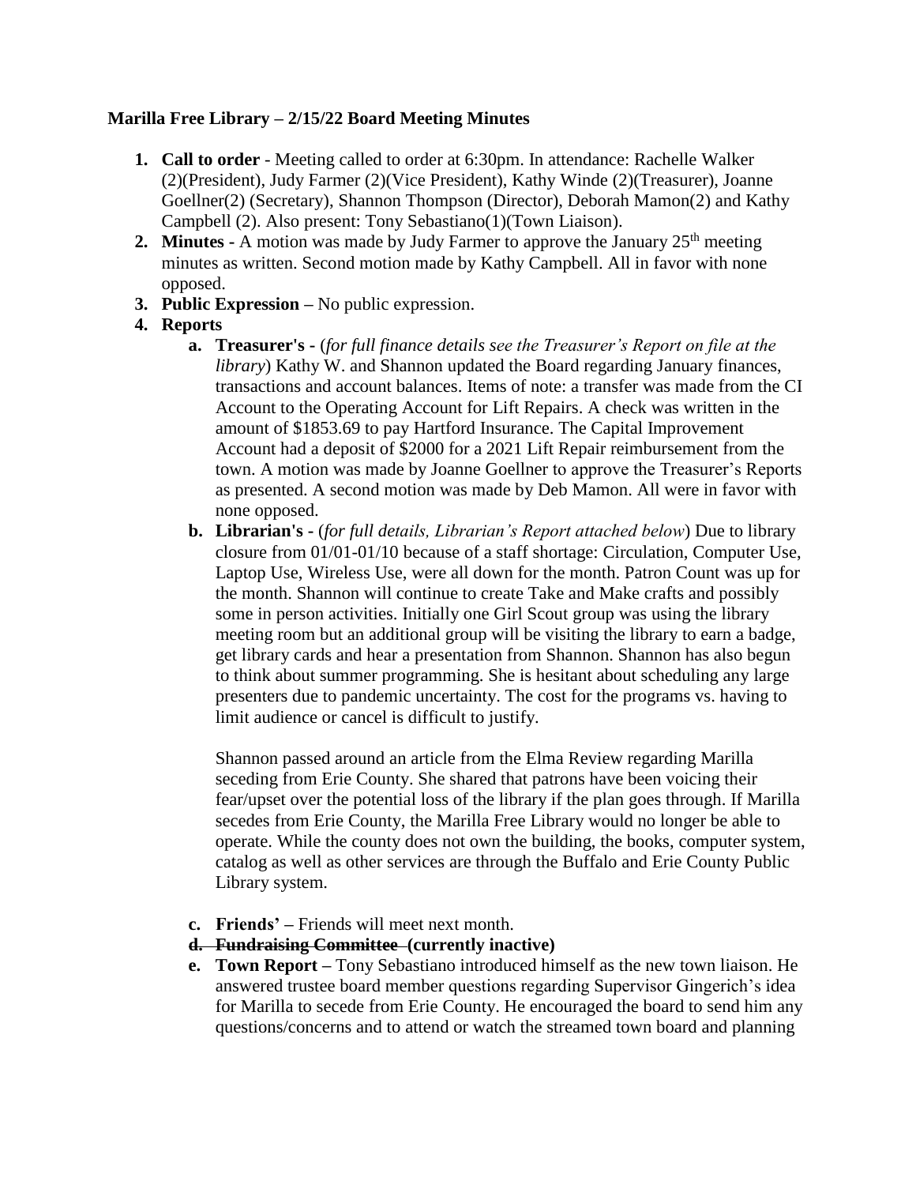**Marilla Free Library – 2/15/22 Board Meeting Minutes**

1. **Call to order** - Meeting called to order at 6:30pm. In attendance: Rachelle Walker (2)(President), Judy Farmer (2)(Vice President), Kathy Winde (2)(Treasurer), Joanne Goellner(2) (Secretary), Shannon Thompson (Director), Deborah Mamon(2) and Kathy Campbell (2). Also present: Tony Sebastiano(1)(Town Liaison).
2. **Minutes -** A motion was made by Judy Farmer to approve the January 25th meeting minutes as written. Second motion made by Kathy Campbell. All in favor with none opposed.
3. **Public Expression –** No public expression.
4. **Reports**
   a. **Treasurer's -** (*for full finance details see the Treasurer's Report on file at the library*) Kathy W. and Shannon updated the Board regarding January finances, transactions and account balances. Items of note: a transfer was made from the CI Account to the Operating Account for Lift Repairs. A check was written in the amount of $1853.69 to pay Hartford Insurance. The Capital Improvement Account had a deposit of $2000 for a 2021 Lift Repair reimbursement from the town. A motion was made by Joanne Goellner to approve the Treasurer's Reports as presented. A second motion was made by Deb Mamon. All were in favor with none opposed.
   b. **Librarian's -** (*for full details, Librarian's Report attached below*) Due to library closure from 01/01-01/10 because of a staff shortage: Circulation, Computer Use, Laptop Use, Wireless Use, were all down for the month. Patron Count was up for the month. Shannon will continue to create Take and Make crafts and possibly some in person activities. Initially one Girl Scout group was using the library meeting room but an additional group will be visiting the library to earn a badge, get library cards and hear a presentation from Shannon. Shannon has also begun to think about summer programming. She is hesitant about scheduling any large presenters due to pandemic uncertainty. The cost for the programs vs. having to limit audience or cancel is difficult to justify.

      Shannon passed around an article from the Elma Review regarding Marilla seceding from Erie County. She shared that patrons have been voicing their fear/upset over the potential loss of the library if the plan goes through. If Marilla secedes from Erie County, the Marilla Free Library would no longer be able to operate. While the county does not own the building, the books, computer system, catalog as well as other services are through the Buffalo and Erie County Public Library system.

   c. **Friends' –** Friends will meet next month.
   d. ~~**Fundraising Committee**~~ **(currently inactive)**
   e. **Town Report –** Tony Sebastiano introduced himself as the new town liaison. He answered trustee board member questions regarding Supervisor Gingerich's idea for Marilla to secede from Erie County. He encouraged the board to send him any questions/concerns and to attend or watch the streamed town board and planning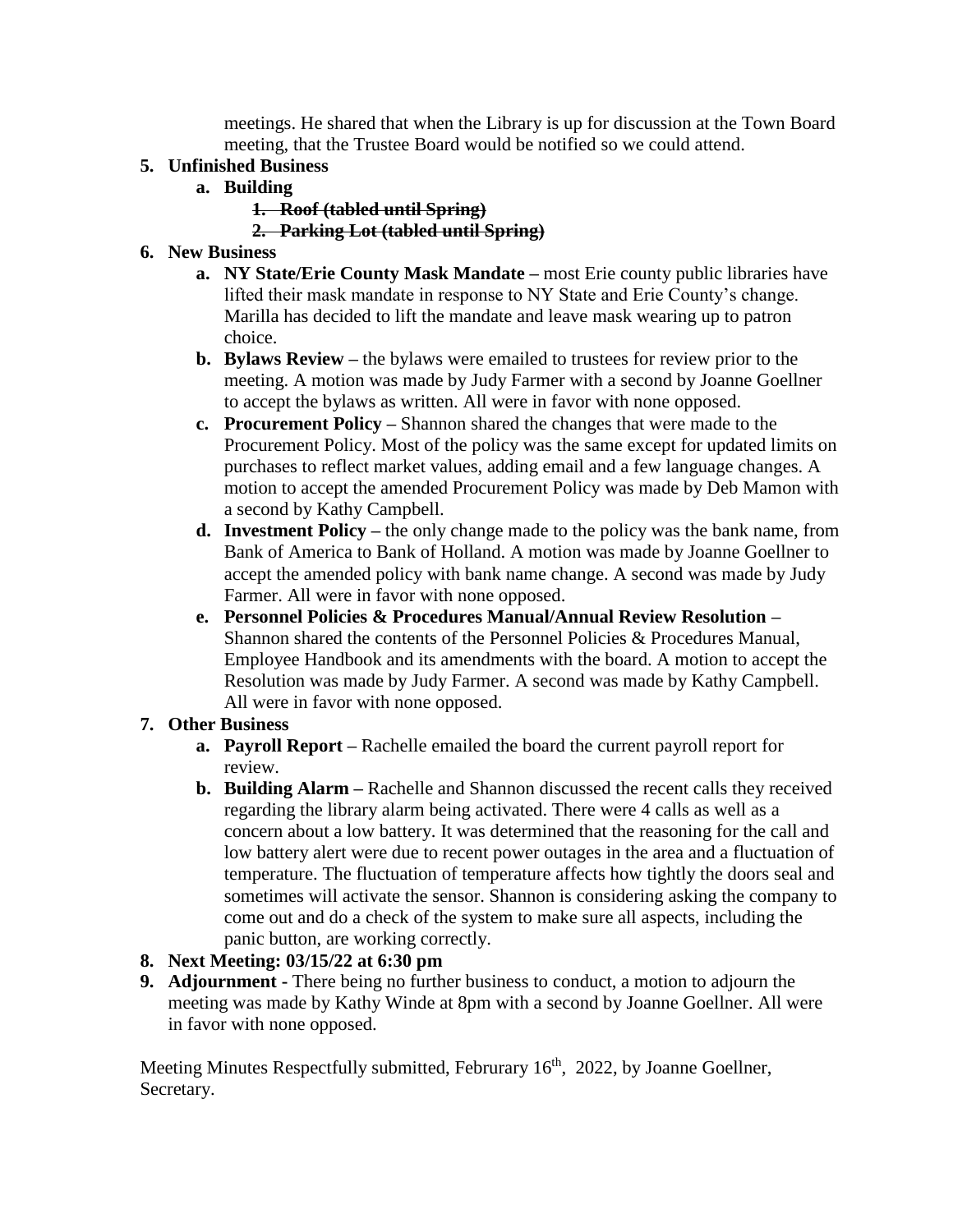meetings. He shared that when the Library is up for discussion at the Town Board meeting, that the Trustee Board would be notified so we could attend.

5. **Unfinished Business**
   a. **Building**
      1. ~~**Roof (tabled until Spring)**~~
      2. ~~**Parking Lot (tabled until Spring)**~~
6. **New Business**
   a. **NY State/Erie County Mask Mandate –** most Erie county public libraries have lifted their mask mandate in response to NY State and Erie County's change. Marilla has decided to lift the mandate and leave mask wearing up to patron choice.
   b. **Bylaws Review –** the bylaws were emailed to trustees for review prior to the meeting. A motion was made by Judy Farmer with a second by Joanne Goellner to accept the bylaws as written. All were in favor with none opposed.
   c. **Procurement Policy –** Shannon shared the changes that were made to the Procurement Policy. Most of the policy was the same except for updated limits on purchases to reflect market values, adding email and a few language changes. A motion to accept the amended Procurement Policy was made by Deb Mamon with a second by Kathy Campbell.
   d. **Investment Policy –** the only change made to the policy was the bank name, from Bank of America to Bank of Holland. A motion was made by Joanne Goellner to accept the amended policy with bank name change. A second was made by Judy Farmer. All were in favor with none opposed.
   e. **Personnel Policies & Procedures Manual/Annual Review Resolution –** Shannon shared the contents of the Personnel Policies & Procedures Manual, Employee Handbook and its amendments with the board. A motion to accept the Resolution was made by Judy Farmer. A second was made by Kathy Campbell. All were in favor with none opposed.
7. **Other Business**
   a. **Payroll Report –** Rachelle emailed the board the current payroll report for review.
   b. **Building Alarm –** Rachelle and Shannon discussed the recent calls they received regarding the library alarm being activated. There were 4 calls as well as a concern about a low battery. It was determined that the reasoning for the call and low battery alert were due to recent power outages in the area and a fluctuation of temperature. The fluctuation of temperature affects how tightly the doors seal and sometimes will activate the sensor. Shannon is considering asking the company to come out and do a check of the system to make sure all aspects, including the panic button, are working correctly.
8. **Next Meeting: 03/15/22 at 6:30 pm**
9. **Adjournment -** There being no further business to conduct, a motion to adjourn the meeting was made by Kathy Winde at 8pm with a second by Joanne Goellner. All were in favor with none opposed.

Meeting Minutes Respectfully submitted, Februrary 16th, 2022, by Joanne Goellner, Secretary.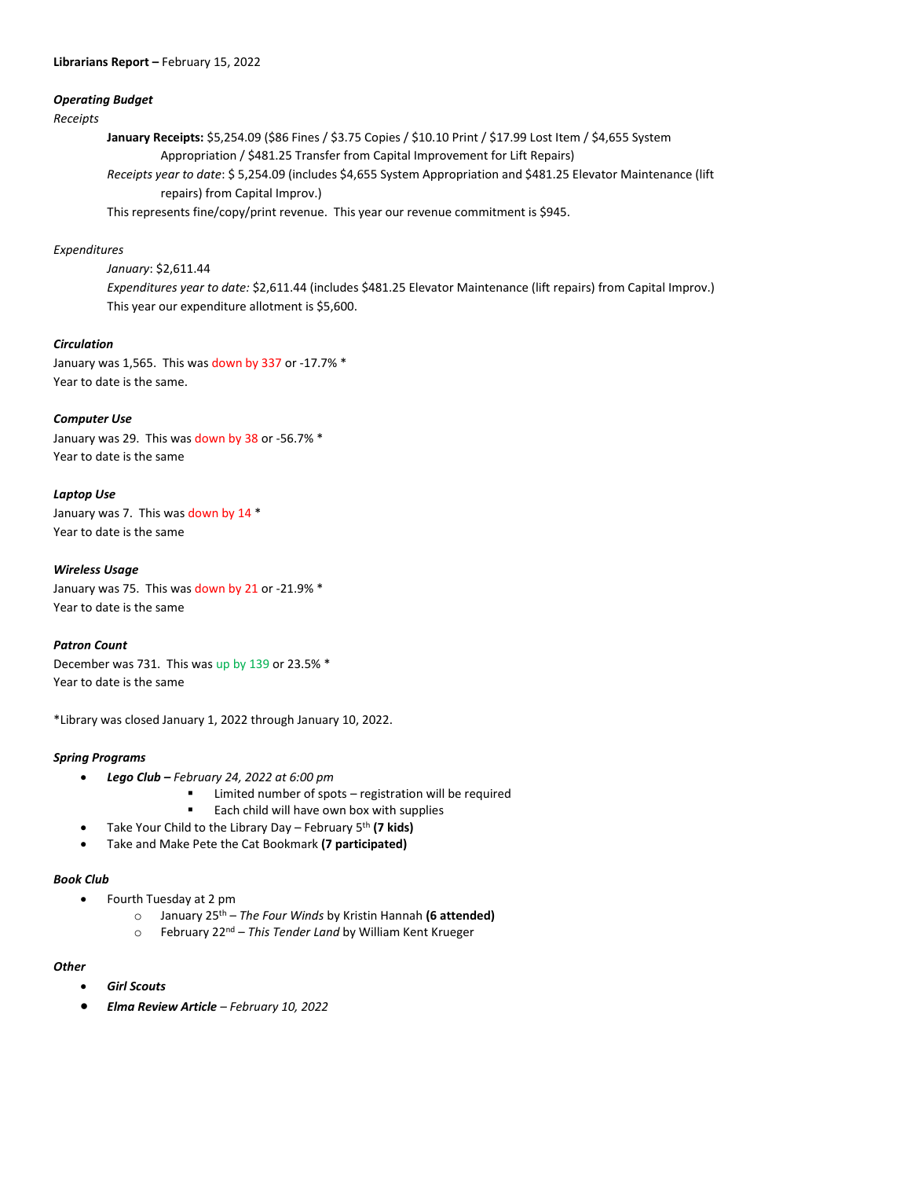**Librarians Report –** February 15, 2022

***Operating Budget***

*Receipts*

**January Receipts:** $5,254.09 ($86 Fines / $3.75 Copies / $10.10 Print / $17.99 Lost Item / $4,655 System Appropriation / $481.25 Transfer from Capital Improvement for Lift Repairs)

*Receipts year to date*: $ 5,254.09 (includes $4,655 System Appropriation and $481.25 Elevator Maintenance (lift repairs) from Capital Improv.)

This represents fine/copy/print revenue. This year our revenue commitment is $945.

*Expenditures*

*January*: $2,611.44

*Expenditures year to date:* $2,611.44 (includes $481.25 Elevator Maintenance (lift repairs) from Capital Improv.)

This year our expenditure allotment is $5,600.

***Circulation***

January was 1,565. This was down by 337 or -17.7% *
Year to date is the same.

***Computer Use***

January was 29. This was down by 38 or -56.7% *
Year to date is the same

***Laptop Use***

January was 7. This was down by 14 *
Year to date is the same

***Wireless Usage***

January was 75. This was down by 21 or -21.9% *
Year to date is the same

***Patron Count***

December was 731. This was up by 139 or 23.5% *
Year to date is the same

*Library was closed January 1, 2022 through January 10, 2022.

***Spring Programs***

- ***Lego Club –*** *February 24, 2022 at 6:00 pm*
  - Limited number of spots – registration will be required
  - Each child will have own box with supplies
- Take Your Child to the Library Day – February 5th **(7 kids)**
- Take and Make Pete the Cat Bookmark **(7 participated)**

***Book Club***

- Fourth Tuesday at 2 pm
  - January 25th – *The Four Winds* by Kristin Hannah **(6 attended)**
  - February 22nd – *This Tender Land* by William Kent Krueger

***Other***

- ***Girl Scouts***
- ***Elma Review Article*** *– February 10, 2022*